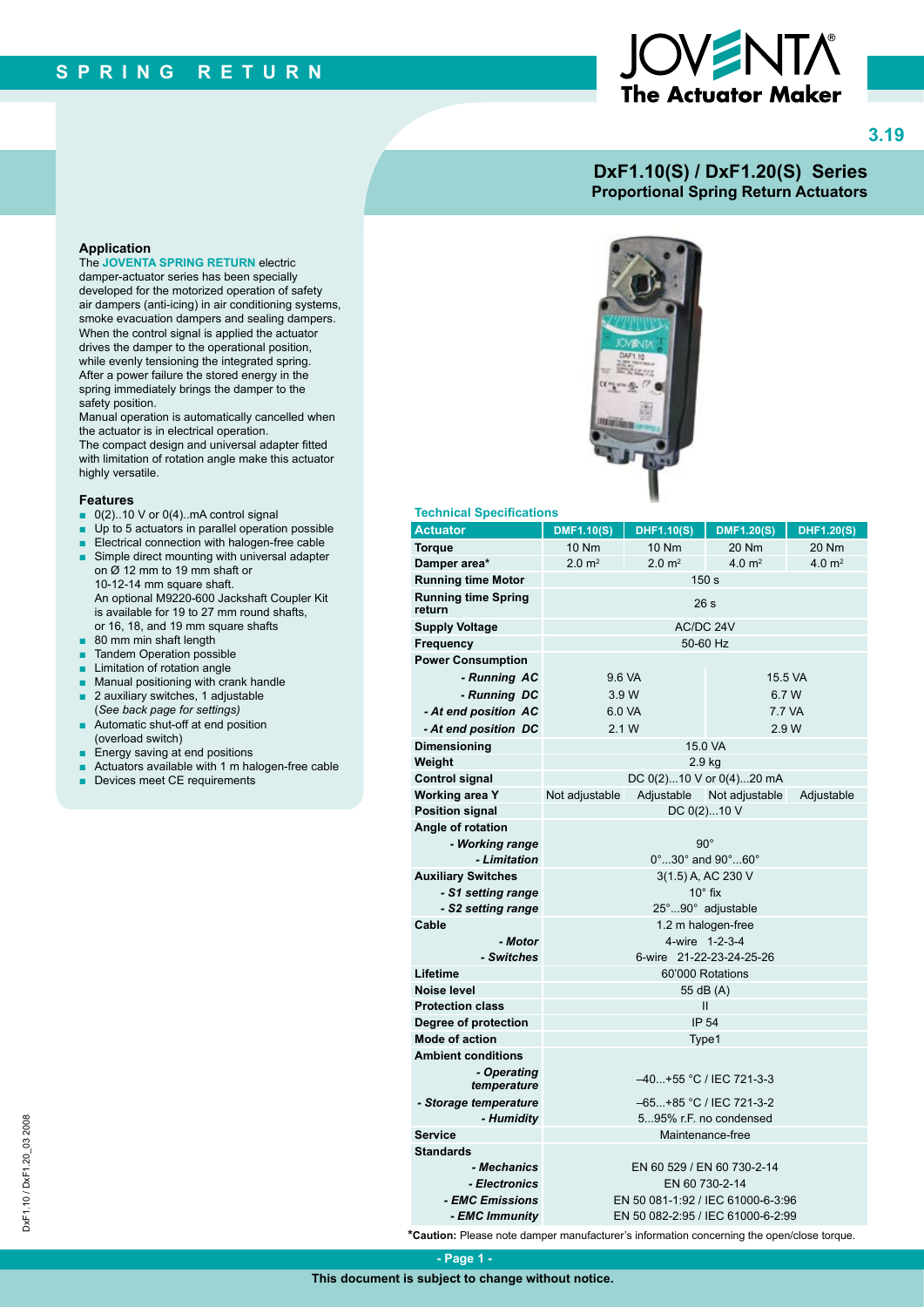# DxF1.10(S) / DxF1.20(S) Series

## Proportional Spring Return Actuators

### Application

The **JOVENTA SPRING RETURN** electric damper-actuator series has been specially developed for the motorized operation of safety air dampers (anti-icing) in air conditioning systems, smoke evacuation dampers and sealing dampers. When the control signal is applied the actuator drives the damper to the operational position, while evenly tensioning the integrated spring. After a power failure the stored energy in the spring immediately brings the damper to the safety position.

Manual operation is automatically cancelled when the actuator is in electrical operation.

The compact design and universal adapter fitted with limitation of rotation angle make this actuator highly versatile.

### Features

- 0(2)..10 V or 0(4)..mA control signal
- Up to 5 actuators in parallel operation possible
- Electrical connection with halogen-free cable
- Simple direct mounting with universal adapter on Ø 12 mm to 19 mm shaft or 10-12-14 mm square shaft. An optional M9220-600 Jackshaft Coupler Kit is available for 19 to 27 mm round shafts, or 16, 18, and 19 mm square shafts
- 80 mm min shaft length
- Tandem Operation possible
- Limitation of rotation angle
- Manual positioning with crank handle
- 2 auxiliary switches, 1 adjustable (*See back page for settings)*
- Automatic shut-off at end position (overload switch)
- Energy saving at end positions
- Actuators available with 1 m halogen-free cable
- Devices meet CE requirements

### Technical Specifications

| Actuator | DMF1.10(S) | DHF1.10(S) | DMF1.20(S) | DHF1.20(S) |
|---|---|---|---|---|
| **Torque** | 10 Nm | 10 Nm | 20 Nm | 20 Nm |
| **Damper area*** | 2.0 m² | 2.0 m² | 4.0 m² | 4.0 m² |
| **Running time Motor** | 150 s | | | |
| **Running time Spring return** | 26 s | | | |
| **Supply Voltage** | AC/DC 24V | | | |
| **Frequency** | 50-60 Hz | | | |
| **Power Consumption** | | | | |
| *- Running AC* | 9.6 VA | | 15.5 VA | |
| *- Running DC* | 3.9 W | | 6.7 W | |
| *- At end position AC* | 6.0 VA | | 7.7 VA | |
| *- At end position DC* | 2.1 W | | 2.9 W | |
| **Dimensioning** | 15.0 VA | | | |
| **Weight** | 2.9 kg | | | |
| **Control signal** | DC 0(2)...10 V or 0(4)...20 mA | | | |
| **Working area Y** | Not adjustable | Adjustable | Not adjustable | Adjustable |
| **Position signal** | DC 0(2)...10 V | | | |
| **Angle of rotation** | | | | |
| *- Working range* | 90° | | | |
| *- Limitation* | 0°...30° and 90°...60° | | | |
| **Auxiliary Switches** | 3(1.5) A, AC 230 V | | | |
| *- S1 setting range* | 10° fix | | | |
| *- S2 setting range* | 25°...90° adjustable | | | |
| **Cable** | 1.2 m halogen-free | | | |
| *- Motor* | 4-wire 1-2-3-4 | | | |
| *- Switches* | 6-wire 21-22-23-24-25-26 | | | |
| **Lifetime** | 60'000 Rotations | | | |
| **Noise level** | 55 dB (A) | | | |
| **Protection class** | II | | | |
| **Degree of protection** | IP 54 | | | |
| **Mode of action** | Type1 | | | |
| **Ambient conditions** | | | | |
| *- Operating temperature* | –40...+55 °C / IEC 721-3-3 | | | |
| *- Storage temperature* | –65...+85 °C / IEC 721-3-2 | | | |
| *- Humidity* | 5...95% r.F. no condensed | | | |
| **Service** | Maintenance-free | | | |
| **Standards** | | | | |
| *- Mechanics* | EN 60 529 / EN 60 730-2-14 | | | |
| *- Electronics* | EN 60 730-2-14 | | | |
| *- EMC Emissions* | EN 50 081-1:92 / IEC 61000-6-3:96 | | | |
| *- EMC Immunity* | EN 50 082-2:95 / IEC 61000-6-2:99 | | | |

***Caution:** Please note damper manufacturer's information concerning the open/close torque.

This document is subject to change without notice.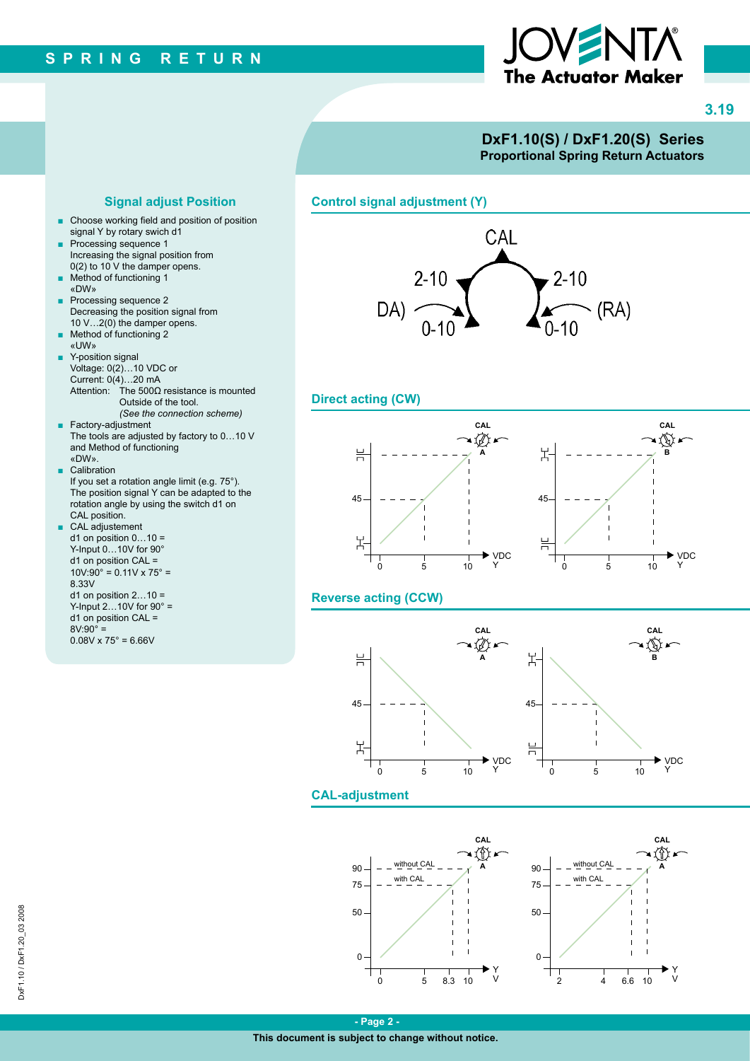# DxF1.10(S) / DxF1.20(S) Series
**Proportional Spring Return Actuators**

## Signal adjust Position

- Choose working field and position of position signal Y by rotary swich d1
- Processing sequence 1
  Increasing the signal position from 0(2) to 10 V the damper opens.
- Method of functioning 1
  «DW»
- Processing sequence 2
  Decreasing the position signal from 10 V…2(0) the damper opens.
- Method of functioning 2
  «UW»
- Y-position signal
  Voltage: 0(2)…10 VDC or
  Current: 0(4)…20 mA
  Attention: The 500Ω resistance is mounted Outside of the tool.
  *(See the connection scheme)*
- Factory-adjustment
  The tools are adjusted by factory to 0…10 V and Method of functioning «DW».
- Calibration
  If you set a rotation angle limit (e.g. 75°). The position signal Y can be adapted to the rotation angle by using the switch d1 on CAL position.
- CAL adjustement
  d1 on position 0…10 =
  Y-Input 0…10V for 90°
  d1 on position CAL =
  10V:90° = 0.11V x 75° =
  8.33V
  d1 on position 2…10 =
  Y-Input 2…10V for 90° =
  d1 on position CAL =
  8V:90° =
  0.08V x 75° = 6.66V

## Control signal adjustment (Y)

CAL — 2-10 — 2-10 — DA) 0-10 — 0-10 (RA)

## Direct acting (CW)

## Reverse acting (CCW)

## CAL-adjustment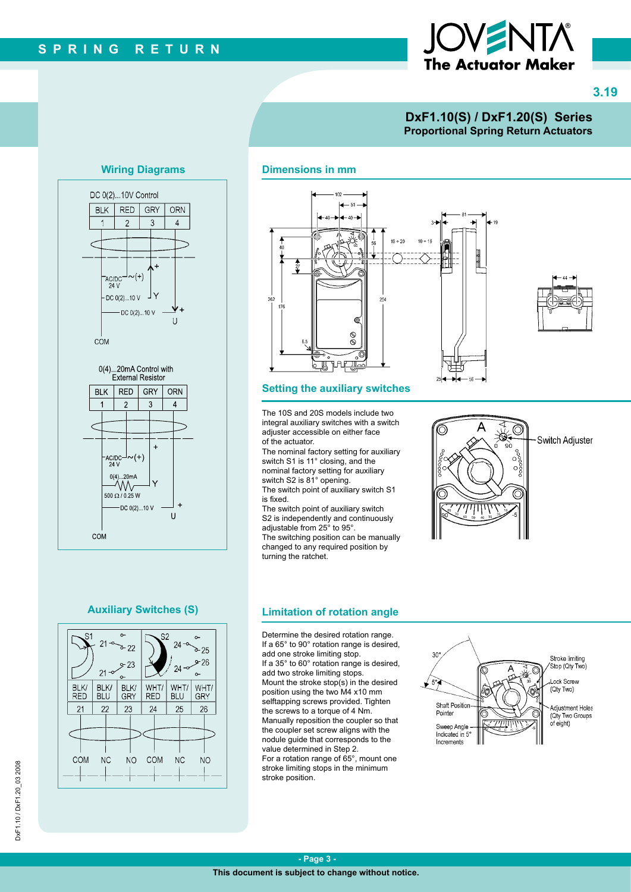# DxF1.10(S) / DxF1.20(S) Series

**Proportional Spring Return Actuators**

## Wiring Diagrams

DC 0(2)...10V Control

| BLK | RED | GRY | ORN |
|---|---|---|---|
| 1 | 2 | 3 | 4 |

AC/DC 24 V ~(+), DC 0(2)...10 V Y, DC 0(2)...10 V U, COM

0(4)...20mA Control with External Resistor

| BLK | RED | GRY | ORN |
|---|---|---|---|
| 1 | 2 | 3 | 4 |

AC/DC 24 V ~(+), 0(4)...20mA, 500 Ω / 0.25 W, Y, DC 0(2)...10 V U, COM

## Auxiliary Switches (S)

| BLK/RED | BLK/BLU | BLK/GRY | WHT/RED | WHT/BLU | WHT/GRY |
|---|---|---|---|---|---|
| 21 | 22 | 23 | 24 | 25 | 26 |
| COM | NC | NO | COM | NC | NO |

## Dimensions in mm

## Setting the auxiliary switches

The 10S and 20S models include two integral auxiliary switches with a switch adjuster accessible on either face of the actuator.

The nominal factory setting for auxiliary switch S1 is 11° closing, and the nominal factory setting for auxiliary switch S2 is 81° opening.

The switch point of auxiliary switch S1 is fixed.

The switch point of auxiliary switch S2 is independently and continuously adjustable from 25° to 95°.

The switching position can be manually changed to any required position by turning the ratchet.

Switch Adjuster

## Limitation of rotation angle

Determine the desired rotation range.

If a 65° to 90° rotation range is desired, add one stroke limiting stop.

If a 35° to 60° rotation range is desired, add two stroke limiting stops.

Mount the stroke stop(s) in the desired position using the two M4 x10 mm selftapping screws provided. Tighten the screws to a torque of 4 Nm.

Manually reposition the coupler so that the coupler set screw aligns with the nodule guide that corresponds to the value determined in Step 2.

For a rotation range of 65°, mount one stroke limiting stops in the minimum stroke limiting position.

Stroke limiting Stop (Qty Two); Lock Screw (Qty Two); Adjustment Holes (Qty Two Groups of eight); Shaft Position Pointer; Sweep Angle Indicated in 5° Increments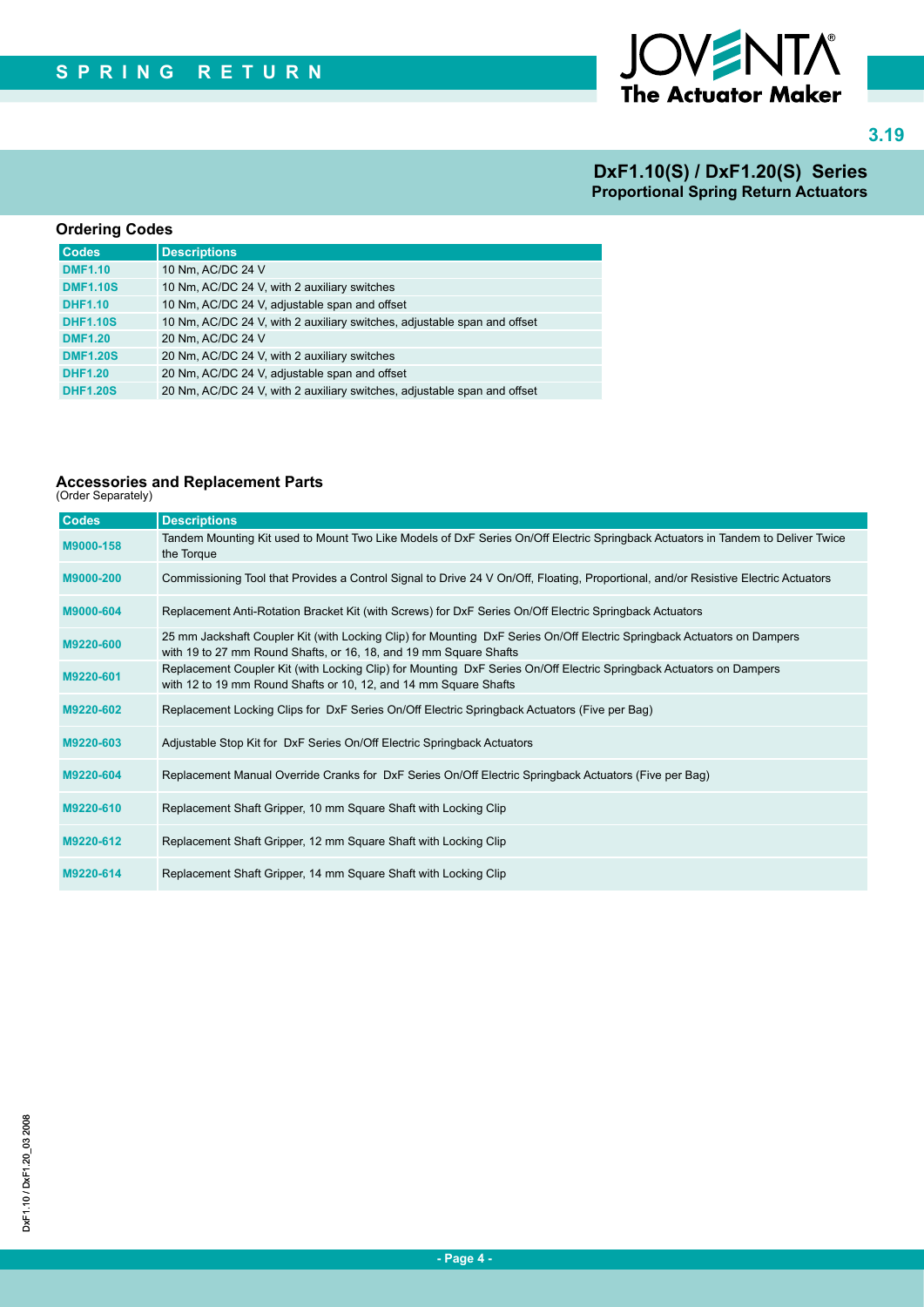# DxF1.10(S) / DxF1.20(S) Series
## Proportional Spring Return Actuators

### Ordering Codes

| Codes | Descriptions |
|---|---|
| DMF1.10 | 10 Nm, AC/DC 24 V |
| DMF1.10S | 10 Nm, AC/DC 24 V, with 2 auxiliary switches |
| DHF1.10 | 10 Nm, AC/DC 24 V, adjustable span and offset |
| DHF1.10S | 10 Nm, AC/DC 24 V, with 2 auxiliary switches, adjustable span and offset |
| DMF1.20 | 20 Nm, AC/DC 24 V |
| DMF1.20S | 20 Nm, AC/DC 24 V, with 2 auxiliary switches |
| DHF1.20 | 20 Nm, AC/DC 24 V, adjustable span and offset |
| DHF1.20S | 20 Nm, AC/DC 24 V, with 2 auxiliary switches, adjustable span and offset |

### Accessories and Replacement Parts

(Order Separately)

| Codes | Descriptions |
|---|---|
| M9000-158 | Tandem Mounting Kit used to Mount Two Like Models of DxF Series On/Off Electric Springback Actuators in Tandem to Deliver Twice the Torque |
| M9000-200 | Commissioning Tool that Provides a Control Signal to Drive 24 V On/Off, Floating, Proportional, and/or Resistive Electric Actuators |
| M9000-604 | Replacement Anti-Rotation Bracket Kit (with Screws) for DxF Series On/Off Electric Springback Actuators |
| M9220-600 | 25 mm Jackshaft Coupler Kit (with Locking Clip) for Mounting DxF Series On/Off Electric Springback Actuators on Dampers with 19 to 27 mm Round Shafts, or 16, 18, and 19 mm Square Shafts |
| M9220-601 | Replacement Coupler Kit (with Locking Clip) for Mounting DxF Series On/Off Electric Springback Actuators on Dampers with 12 to 19 mm Round Shafts or 10, 12, and 14 mm Square Shafts |
| M9220-602 | Replacement Locking Clips for DxF Series On/Off Electric Springback Actuators (Five per Bag) |
| M9220-603 | Adjustable Stop Kit for DxF Series On/Off Electric Springback Actuators |
| M9220-604 | Replacement Manual Override Cranks for DxF Series On/Off Electric Springback Actuators (Five per Bag) |
| M9220-610 | Replacement Shaft Gripper, 10 mm Square Shaft with Locking Clip |
| M9220-612 | Replacement Shaft Gripper, 12 mm Square Shaft with Locking Clip |
| M9220-614 | Replacement Shaft Gripper, 14 mm Square Shaft with Locking Clip |